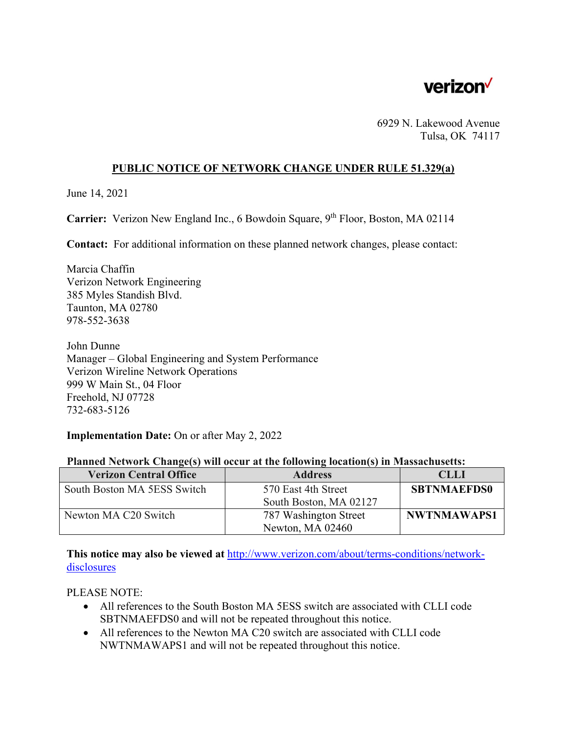verizon

6929 N. Lakewood Avenue
Tulsa, OK 74117

## PUBLIC NOTICE OF NETWORK CHANGE UNDER RULE 51.329(a)

June 14, 2021

**Carrier:** Verizon New England Inc., 6 Bowdoin Square, 9th Floor, Boston, MA 02114

**Contact:** For additional information on these planned network changes, please contact:

Marcia Chaffin
Verizon Network Engineering
385 Myles Standish Blvd.
Taunton, MA 02780
978-552-3638

John Dunne
Manager – Global Engineering and System Performance
Verizon Wireline Network Operations
999 W Main St., 04 Floor
Freehold, NJ 07728
732-683-5126

**Implementation Date:** On or after May 2, 2022

**Planned Network Change(s) will occur at the following location(s) in Massachusetts:**

| Verizon Central Office | Address | CLLI |
|---|---|---|
| South Boston MA 5ESS Switch | 570 East 4th Street South Boston, MA 02127 | **SBTNMAEFDS0** |
| Newton MA C20 Switch | 787 Washington Street Newton, MA 02460 | **NWTNMAWAPS1** |

**This notice may also be viewed at** http://www.verizon.com/about/terms-conditions/network-disclosures

PLEASE NOTE:

- All references to the South Boston MA 5ESS switch are associated with CLLI code SBTNMAEFDS0 and will not be repeated throughout this notice.
- All references to the Newton MA C20 switch are associated with CLLI code NWTNMAWAPS1 and will not be repeated throughout this notice.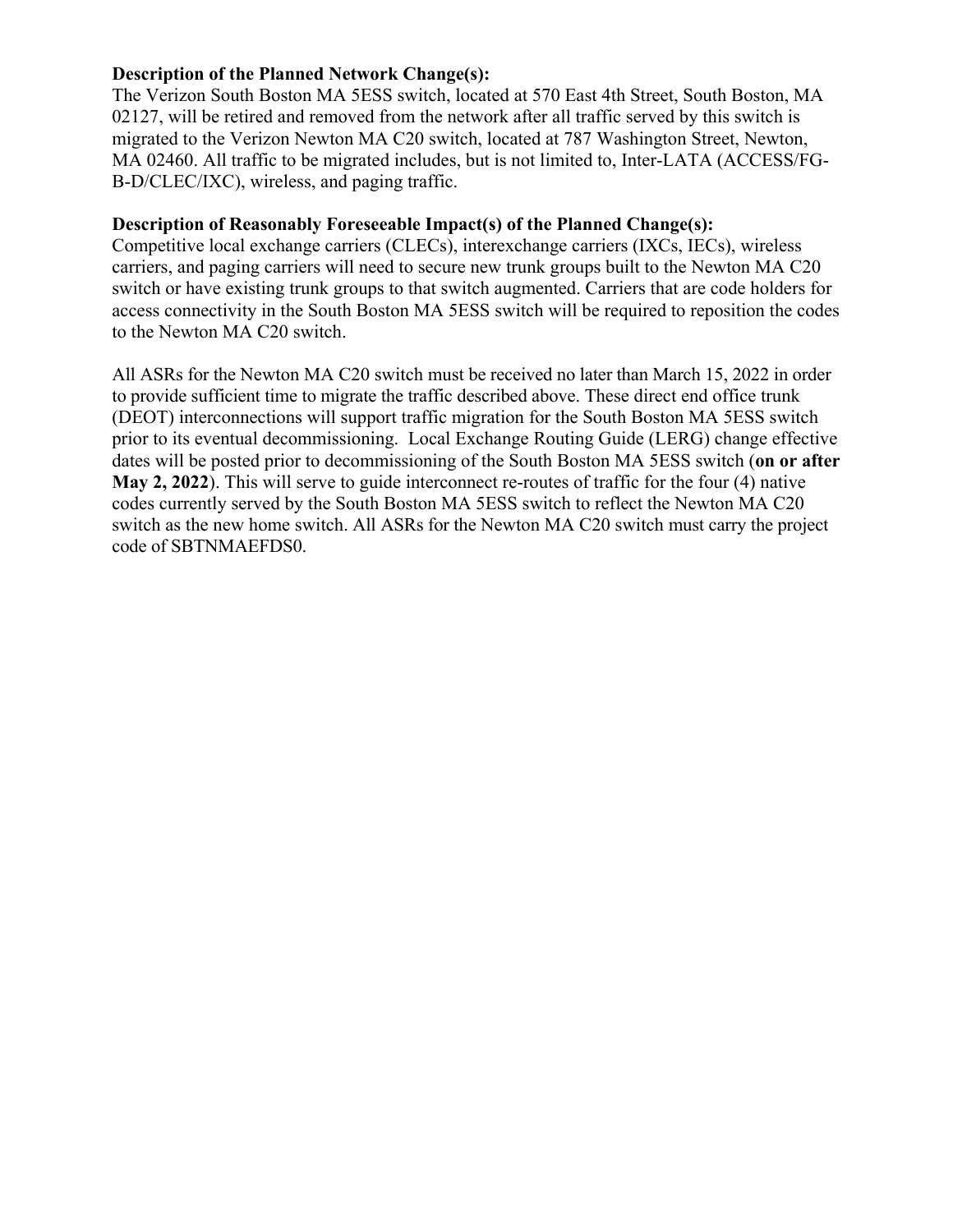**Description of the Planned Network Change(s):**
The Verizon South Boston MA 5ESS switch, located at 570 East 4th Street, South Boston, MA 02127, will be retired and removed from the network after all traffic served by this switch is migrated to the Verizon Newton MA C20 switch, located at 787 Washington Street, Newton, MA 02460. All traffic to be migrated includes, but is not limited to, Inter-LATA (ACCESS/FG-B-D/CLEC/IXC), wireless, and paging traffic.

**Description of Reasonably Foreseeable Impact(s) of the Planned Change(s):**
Competitive local exchange carriers (CLECs), interexchange carriers (IXCs, IECs), wireless carriers, and paging carriers will need to secure new trunk groups built to the Newton MA C20 switch or have existing trunk groups to that switch augmented. Carriers that are code holders for access connectivity in the South Boston MA 5ESS switch will be required to reposition the codes to the Newton MA C20 switch.

All ASRs for the Newton MA C20 switch must be received no later than March 15, 2022 in order to provide sufficient time to migrate the traffic described above. These direct end office trunk (DEOT) interconnections will support traffic migration for the South Boston MA 5ESS switch prior to its eventual decommissioning. Local Exchange Routing Guide (LERG) change effective dates will be posted prior to decommissioning of the South Boston MA 5ESS switch (**on or after May 2, 2022**). This will serve to guide interconnect re-routes of traffic for the four (4) native codes currently served by the South Boston MA 5ESS switch to reflect the Newton MA C20 switch as the new home switch. All ASRs for the Newton MA C20 switch must carry the project code of SBTNMAEFDS0.